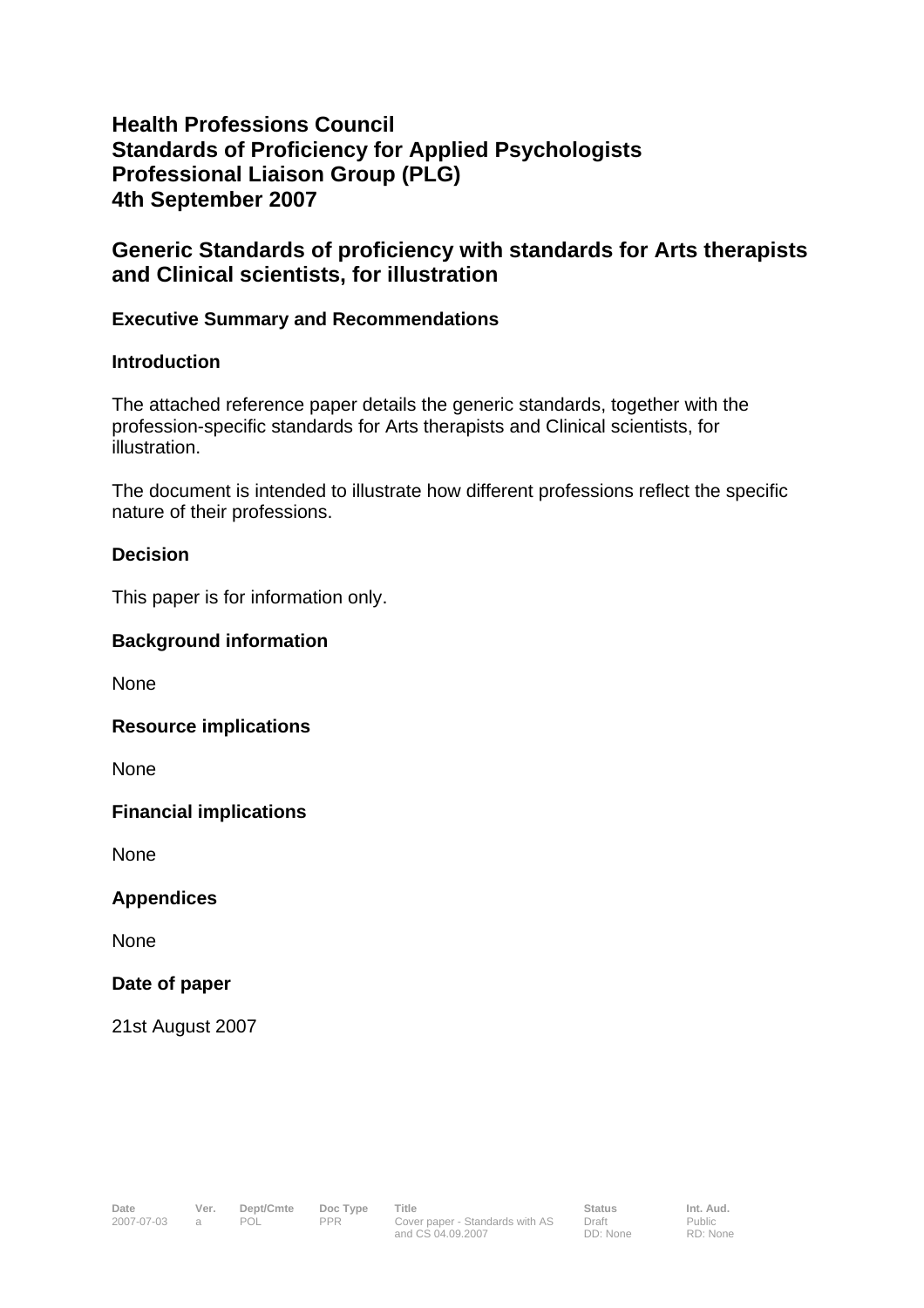# Health Professions Council
# Standards of Proficiency for Applied Psychologists
# Professional Liaison Group (PLG)
# 4th September 2007

## Generic Standards of proficiency with standards for Arts therapists and Clinical scientists, for illustration

### Executive Summary and Recommendations

### Introduction

The attached reference paper details the generic standards, together with the profession-specific standards for Arts therapists and Clinical scientists, for illustration.

The document is intended to illustrate how different professions reflect the specific nature of their professions.

### Decision

This paper is for information only.

### Background information

None

### Resource implications

None

### Financial implications

None

### Appendices

None

### Date of paper

21st August 2007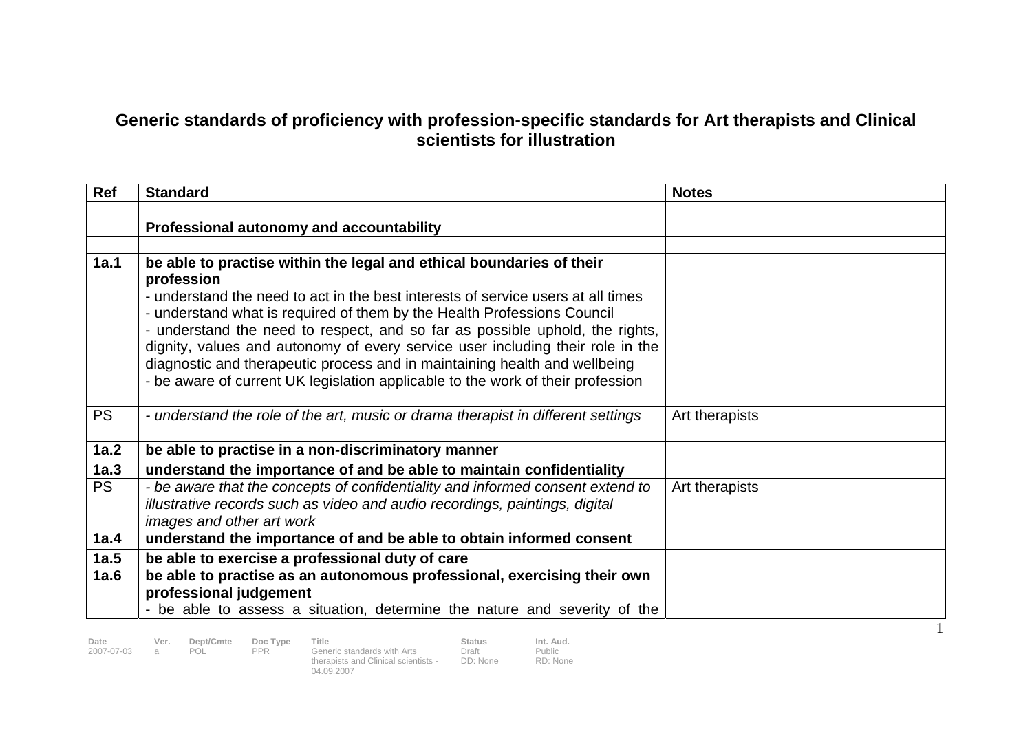# Generic standards of proficiency with profession-specific standards for Art therapists and Clinical scientists for illustration

| Ref | Standard | Notes |
|---|---|---|
| | | |
| | **Professional autonomy and accountability** | |
| | | |
| **1a.1** | **be able to practise within the legal and ethical boundaries of their profession**<br>- understand the need to act in the best interests of service users at all times<br>- understand what is required of them by the Health Professions Council<br>- understand the need to respect, and so far as possible uphold, the rights, dignity, values and autonomy of every service user including their role in the diagnostic and therapeutic process and in maintaining health and wellbeing<br>- be aware of current UK legislation applicable to the work of their profession | |
| PS | *- understand the role of the art, music or drama therapist in different settings* | Art therapists |
| **1a.2** | **be able to practise in a non-discriminatory manner** | |
| **1a.3** | **understand the importance of and be able to maintain confidentiality** | |
| PS | *- be aware that the concepts of confidentiality and informed consent extend to illustrative records such as video and audio recordings, paintings, digital images and other art work* | Art therapists |
| **1a.4** | **understand the importance of and be able to obtain informed consent** | |
| **1a.5** | **be able to exercise a professional duty of care** | |
| **1a.6** | **be able to practise as an autonomous professional, exercising their own professional judgement**<br>- be able to assess a situation, determine the nature and severity of the | |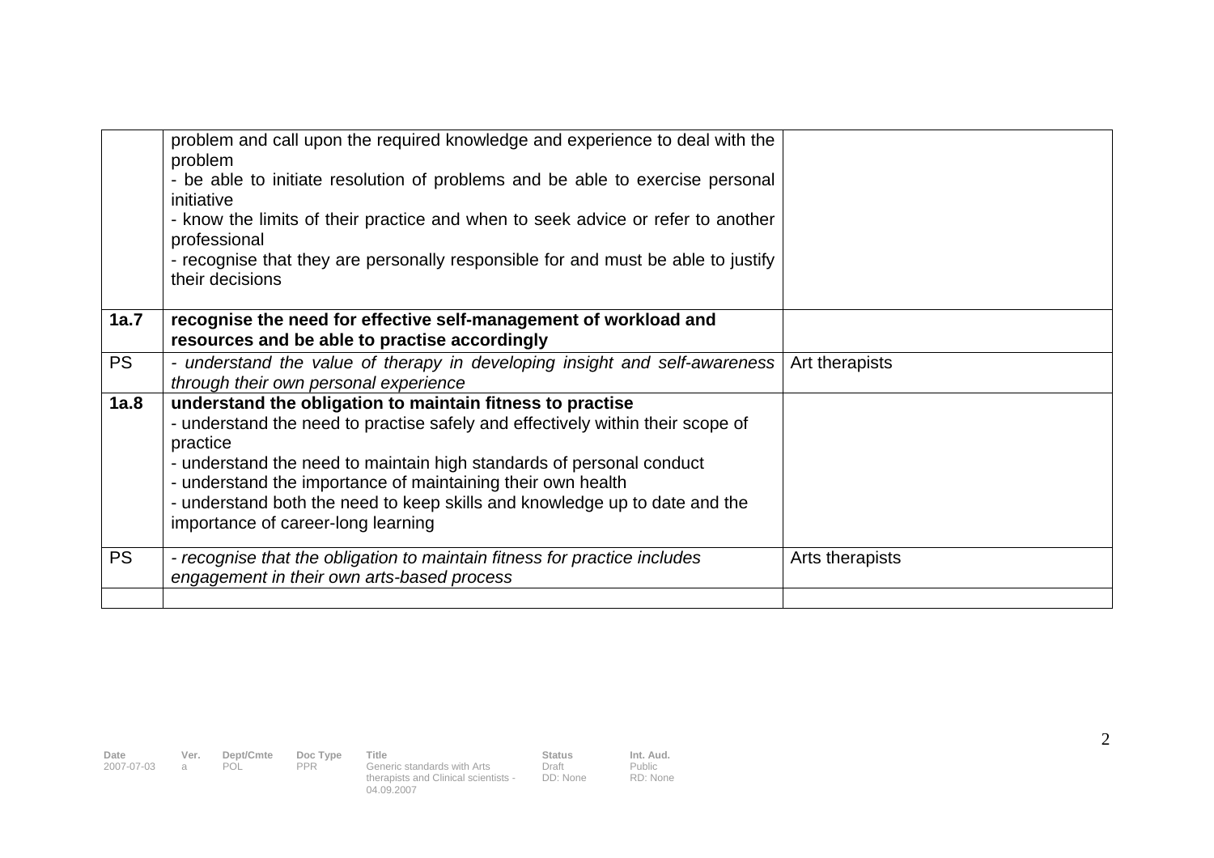| | | |
|---|---|---|
| | problem and call upon the required knowledge and experience to deal with the problem<br>- be able to initiate resolution of problems and be able to exercise personal initiative<br>- know the limits of their practice and when to seek advice or refer to another professional<br>- recognise that they are personally responsible for and must be able to justify their decisions | |
| **1a.7** | **recognise the need for effective self-management of workload and resources and be able to practise accordingly** | |
| PS | *- understand the value of therapy in developing insight and self-awareness through their own personal experience* | Art therapists |
| **1a.8** | **understand the obligation to maintain fitness to practise**<br>- understand the need to practise safely and effectively within their scope of practice<br>- understand the need to maintain high standards of personal conduct<br>- understand the importance of maintaining their own health<br>- understand both the need to keep skills and knowledge up to date and the importance of career-long learning | |
| PS | *- recognise that the obligation to maintain fitness for practice includes engagement in their own arts-based process* | Arts therapists |
| | | |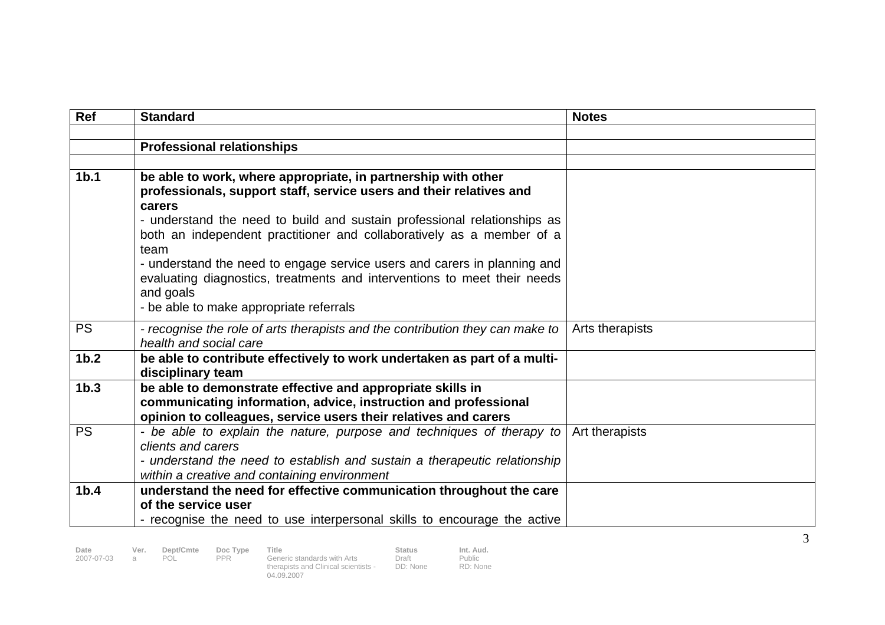| Ref | Standard | Notes |
|---|---|---|
| | | |
| | **Professional relationships** | |
| | | |
| **1b.1** | **be able to work, where appropriate, in partnership with other professionals, support staff, service users and their relatives and carers**<br>- understand the need to build and sustain professional relationships as both an independent practitioner and collaboratively as a member of a team<br>- understand the need to engage service users and carers in planning and evaluating diagnostics, treatments and interventions to meet their needs and goals<br>- be able to make appropriate referrals | |
| PS | *- recognise the role of arts therapists and the contribution they can make to health and social care* | Arts therapists |
| **1b.2** | **be able to contribute effectively to work undertaken as part of a multi-disciplinary team** | |
| **1b.3** | **be able to demonstrate effective and appropriate skills in communicating information, advice, instruction and professional opinion to colleagues, service users their relatives and carers** | |
| PS | *- be able to explain the nature, purpose and techniques of therapy to clients and carers*<br>*- understand the need to establish and sustain a therapeutic relationship within a creative and containing environment* | Art therapists |
| **1b.4** | **understand the need for effective communication throughout the care of the service user**<br>- recognise the need to use interpersonal skills to encourage the active | |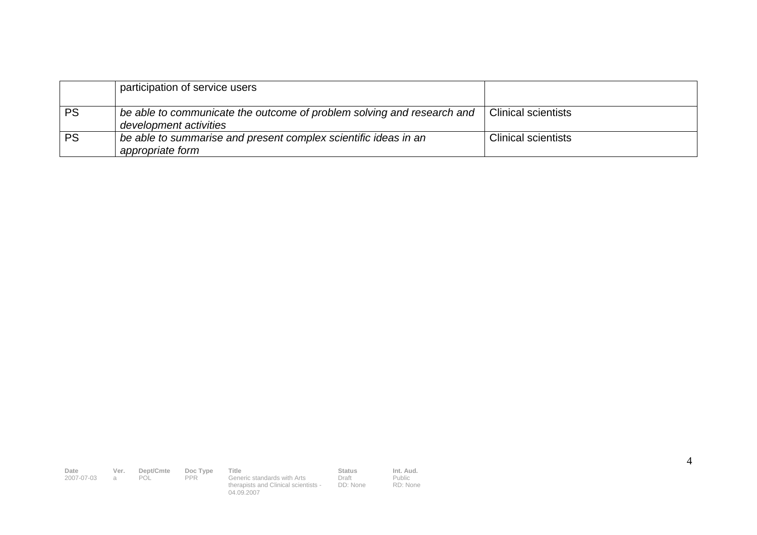| | | |
|---|---|---|
| | participation of service users | |
| PS | *be able to communicate the outcome of problem solving and research and development activities* | Clinical scientists |
| PS | *be able to summarise and present complex scientific ideas in an appropriate form* | Clinical scientists |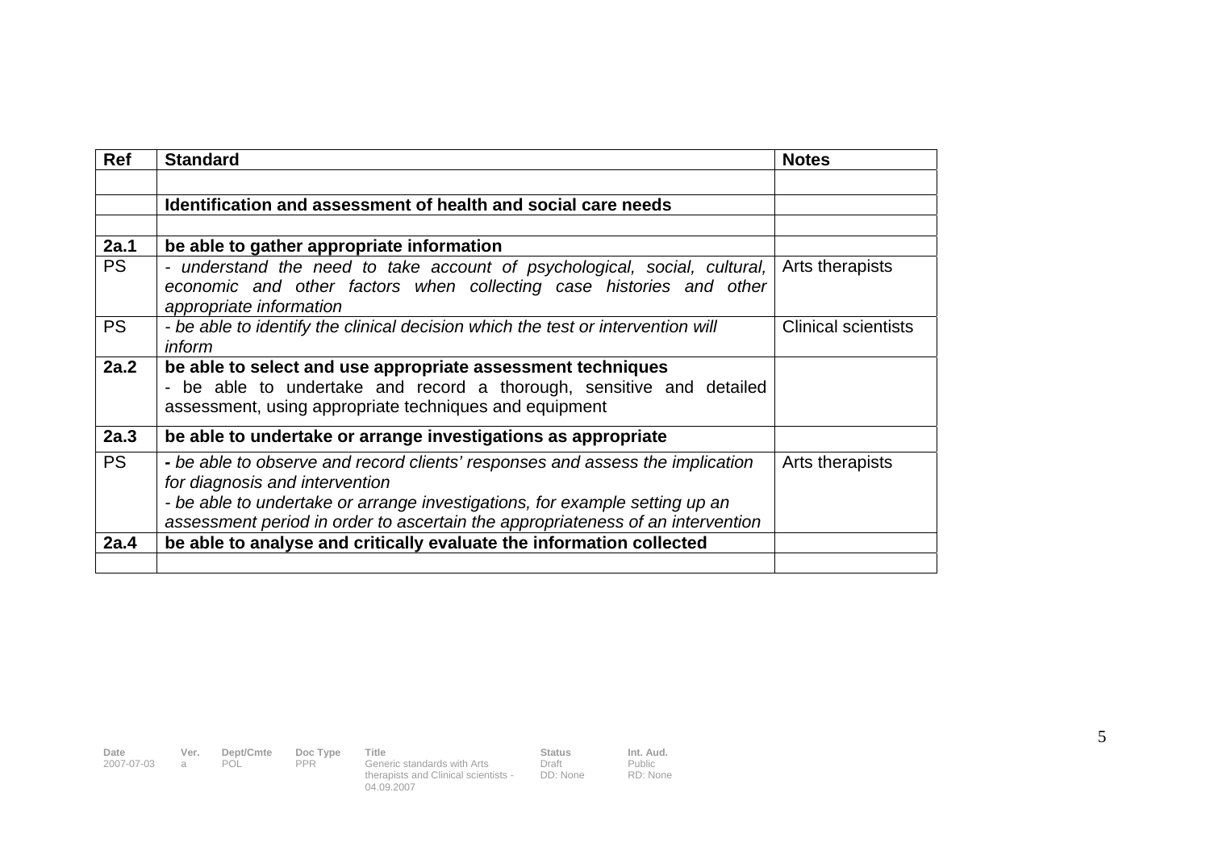| Ref | Standard | Notes |
|---|---|---|
| | | |
| | **Identification and assessment of health and social care needs** | |
| | | |
| **2a.1** | **be able to gather appropriate information** | |
| PS | *- understand the need to take account of psychological, social, cultural, economic and other factors when collecting case histories and other appropriate information* | Arts therapists |
| PS | *- be able to identify the clinical decision which the test or intervention will inform* | Clinical scientists |
| **2a.2** | **be able to select and use appropriate assessment techniques**<br>- be able to undertake and record a thorough, sensitive and detailed assessment, using appropriate techniques and equipment | |
| **2a.3** | **be able to undertake or arrange investigations as appropriate** | |
| PS | **-** *be able to observe and record clients' responses and assess the implication for diagnosis and intervention*<br>*- be able to undertake or arrange investigations, for example setting up an assessment period in order to ascertain the appropriateness of an intervention* | Arts therapists |
| **2a.4** | **be able to analyse and critically evaluate the information collected** | |
| | | |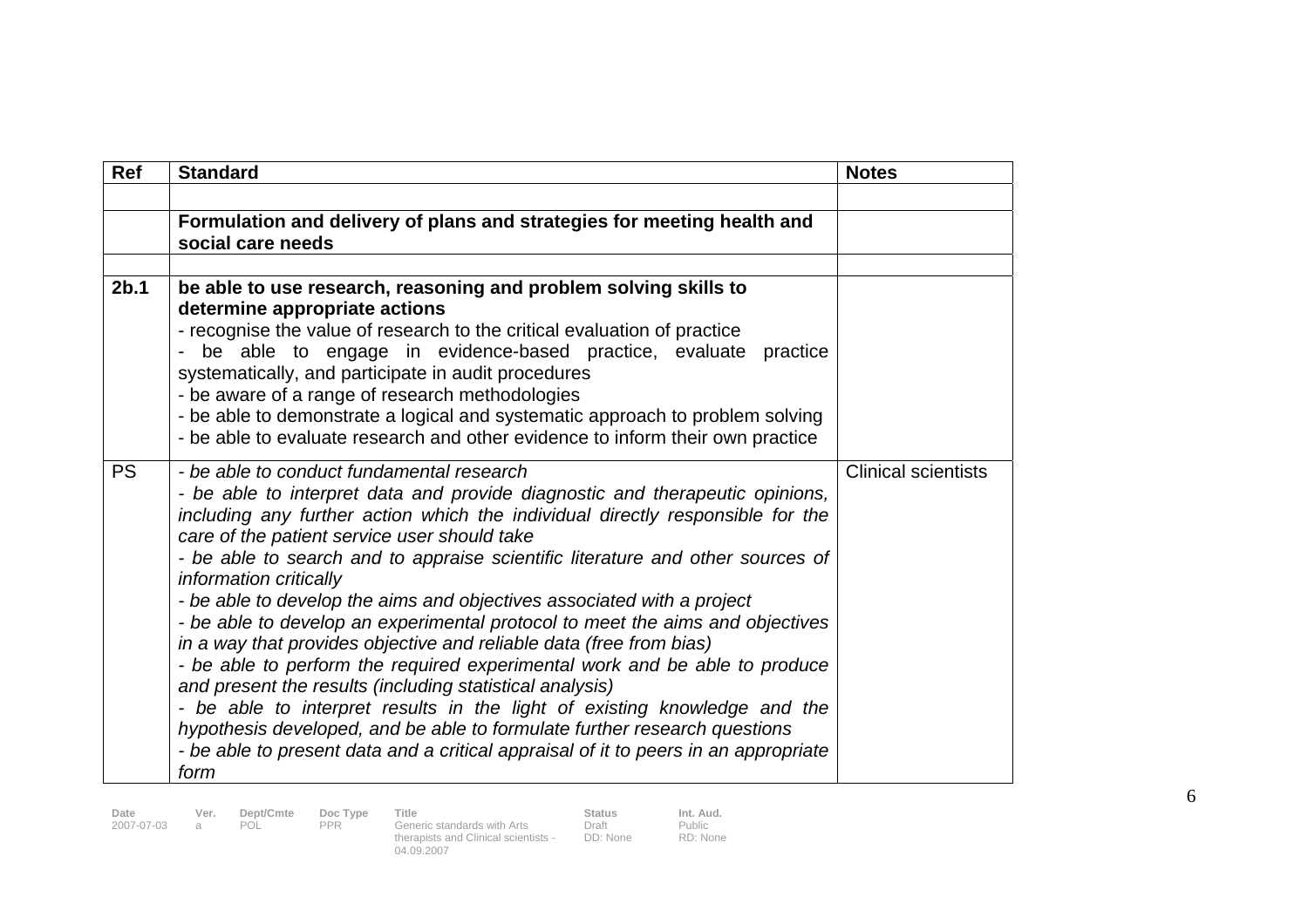| Ref | Standard | Notes |
|---|---|---|
| | | |
| | **Formulation and delivery of plans and strategies for meeting health and social care needs** | |
| | | |
| **2b.1** | **be able to use research, reasoning and problem solving skills to determine appropriate actions**<br>- recognise the value of research to the critical evaluation of practice<br>- be able to engage in evidence-based practice, evaluate practice systematically, and participate in audit procedures<br>- be aware of a range of research methodologies<br>- be able to demonstrate a logical and systematic approach to problem solving<br>- be able to evaluate research and other evidence to inform their own practice | |
| PS | *- be able to conduct fundamental research*<br>*- be able to interpret data and provide diagnostic and therapeutic opinions, including any further action which the individual directly responsible for the care of the patient service user should take*<br>*- be able to search and to appraise scientific literature and other sources of information critically*<br>*- be able to develop the aims and objectives associated with a project*<br>*- be able to develop an experimental protocol to meet the aims and objectives in a way that provides objective and reliable data (free from bias)*<br>*- be able to perform the required experimental work and be able to produce and present the results (including statistical analysis)*<br>*- be able to interpret results in the light of existing knowledge and the hypothesis developed, and be able to formulate further research questions*<br>*- be able to present data and a critical appraisal of it to peers in an appropriate form* | Clinical scientists |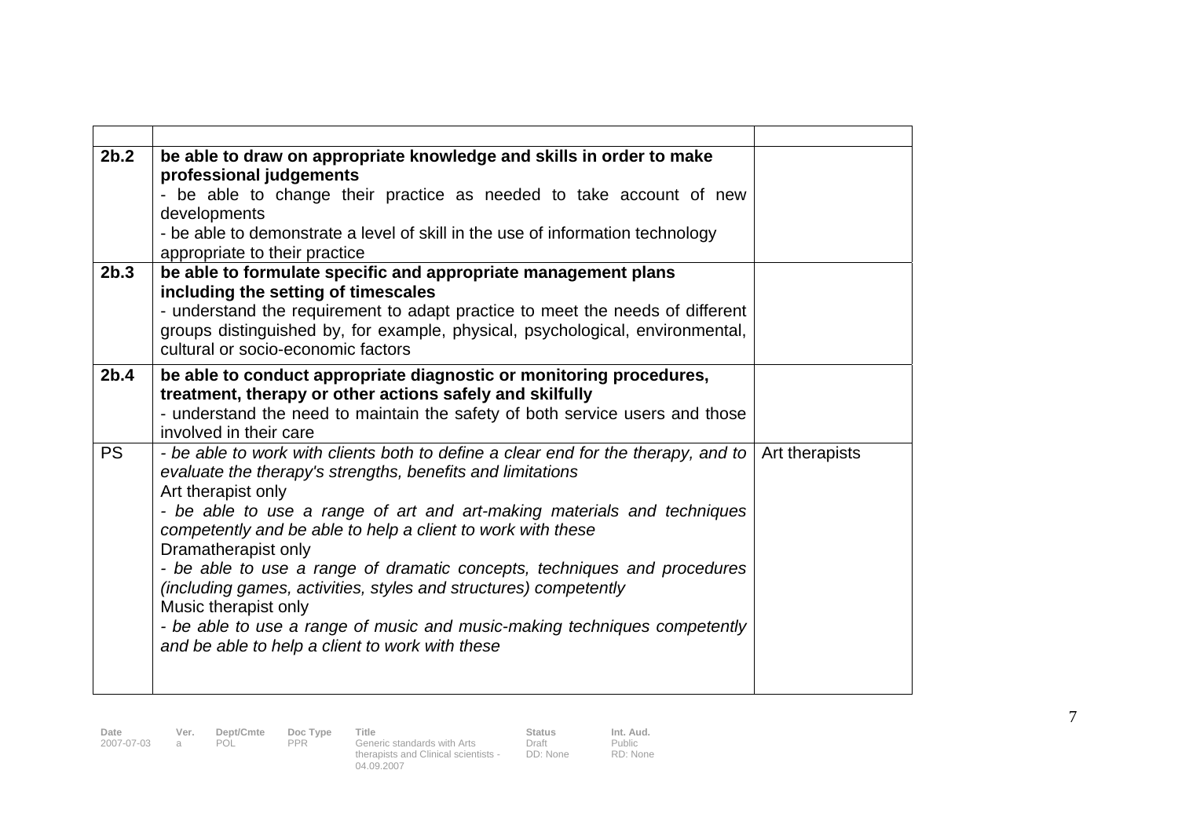| | | |
|---|---|---|
| **2b.2** | **be able to draw on appropriate knowledge and skills in order to make professional judgements**<br>- be able to change their practice as needed to take account of new developments<br>- be able to demonstrate a level of skill in the use of information technology appropriate to their practice | |
| **2b.3** | **be able to formulate specific and appropriate management plans including the setting of timescales**<br>- understand the requirement to adapt practice to meet the needs of different groups distinguished by, for example, physical, psychological, environmental, cultural or socio-economic factors | |
| **2b.4** | **be able to conduct appropriate diagnostic or monitoring procedures, treatment, therapy or other actions safely and skilfully**<br>- understand the need to maintain the safety of both service users and those involved in their care | |
| PS | *- be able to work with clients both to define a clear end for the therapy, and to evaluate the therapy's strengths, benefits and limitations*<br>Art therapist only<br>*- be able to use a range of art and art-making materials and techniques competently and be able to help a client to work with these*<br>Dramatherapist only<br>*- be able to use a range of dramatic concepts, techniques and procedures (including games, activities, styles and structures) competently*<br>Music therapist only<br>*- be able to use a range of music and music-making techniques competently and be able to help a client to work with these* | Art therapists |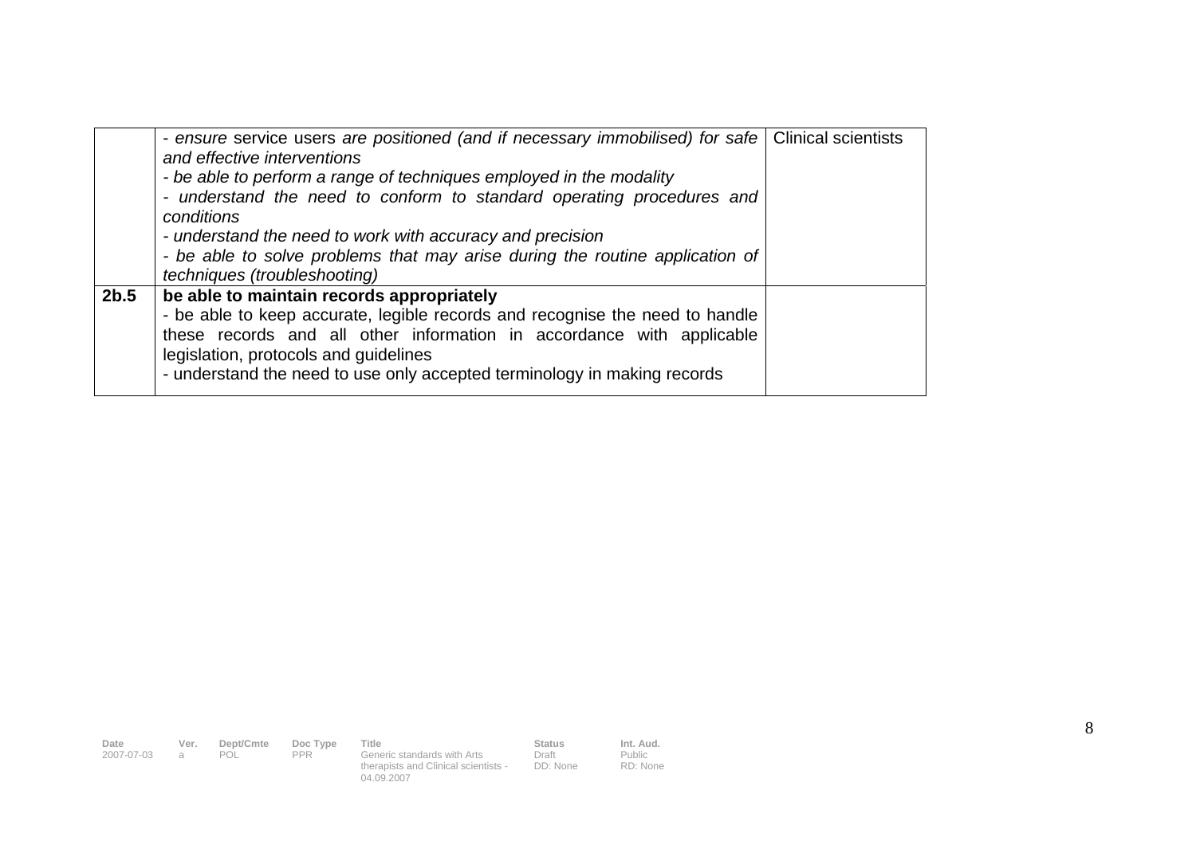| | | |
|---|---|---|
| | - *ensure* service users *are positioned (and if necessary immobilised) for safe and effective interventions*<br>- *be able to perform a range of techniques employed in the modality*<br>- *understand the need to conform to standard operating procedures and conditions*<br>- *understand the need to work with accuracy and precision*<br>- *be able to solve problems that may arise during the routine application of techniques (troubleshooting)* | Clinical scientists |
| **2b.5** | **be able to maintain records appropriately**<br>- be able to keep accurate, legible records and recognise the need to handle these records and all other information in accordance with applicable legislation, protocols and guidelines<br>- understand the need to use only accepted terminology in making records | |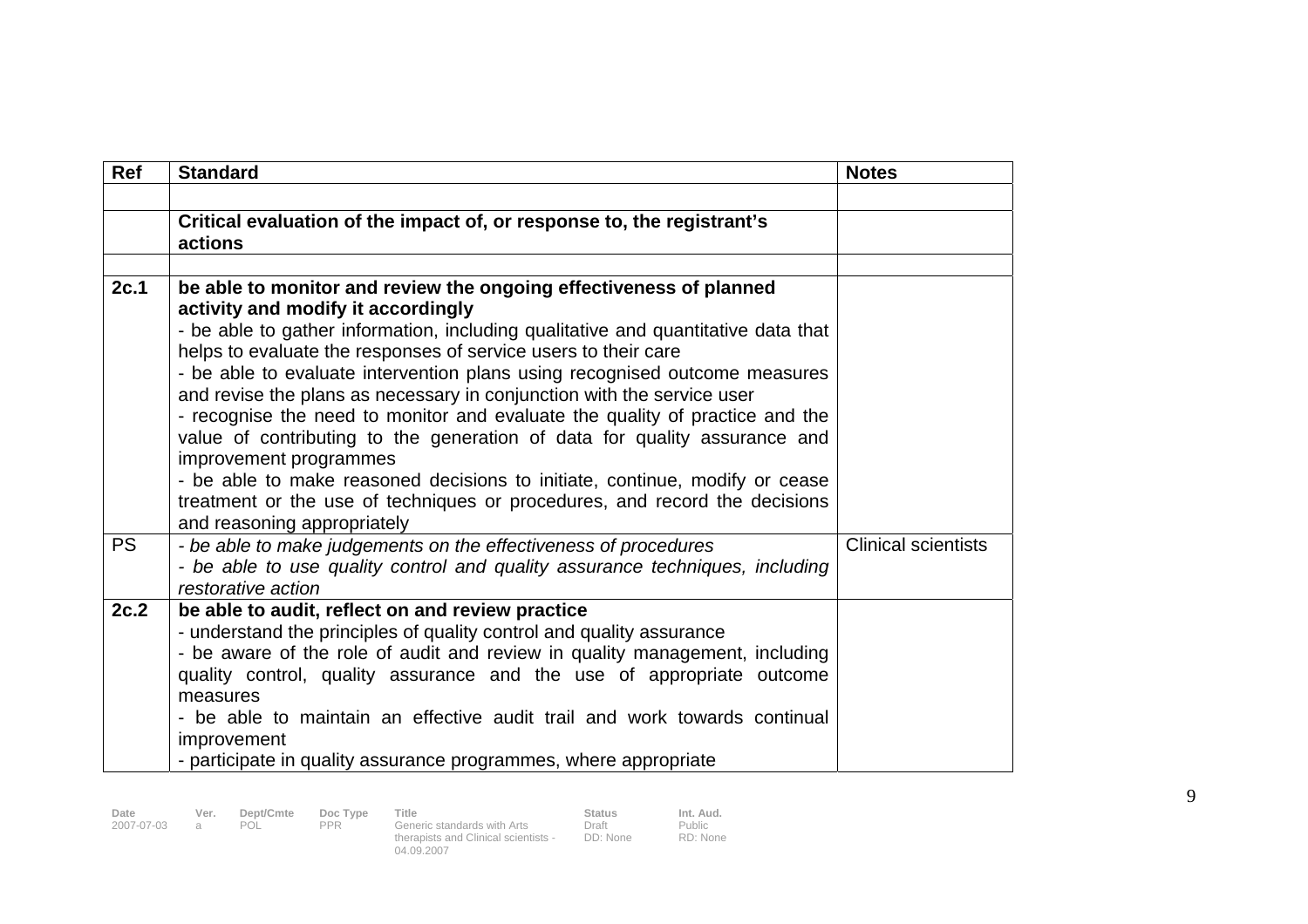| Ref | Standard | Notes |
| --- | --- | --- |
| | | |
| | **Critical evaluation of the impact of, or response to, the registrant's actions** | |
| | | |
| **2c.1** | **be able to monitor and review the ongoing effectiveness of planned activity and modify it accordingly**<br>- be able to gather information, including qualitative and quantitative data that helps to evaluate the responses of service users to their care<br>- be able to evaluate intervention plans using recognised outcome measures and revise the plans as necessary in conjunction with the service user<br>- recognise the need to monitor and evaluate the quality of practice and the value of contributing to the generation of data for quality assurance and improvement programmes<br>- be able to make reasoned decisions to initiate, continue, modify or cease treatment or the use of techniques or procedures, and record the decisions and reasoning appropriately | |
| PS | *- be able to make judgements on the effectiveness of procedures*<br>*- be able to use quality control and quality assurance techniques, including restorative action* | Clinical scientists |
| **2c.2** | **be able to audit, reflect on and review practice**<br>- understand the principles of quality control and quality assurance<br>- be aware of the role of audit and review in quality management, including quality control, quality assurance and the use of appropriate outcome measures<br>- be able to maintain an effective audit trail and work towards continual improvement<br>- participate in quality assurance programmes, where appropriate | |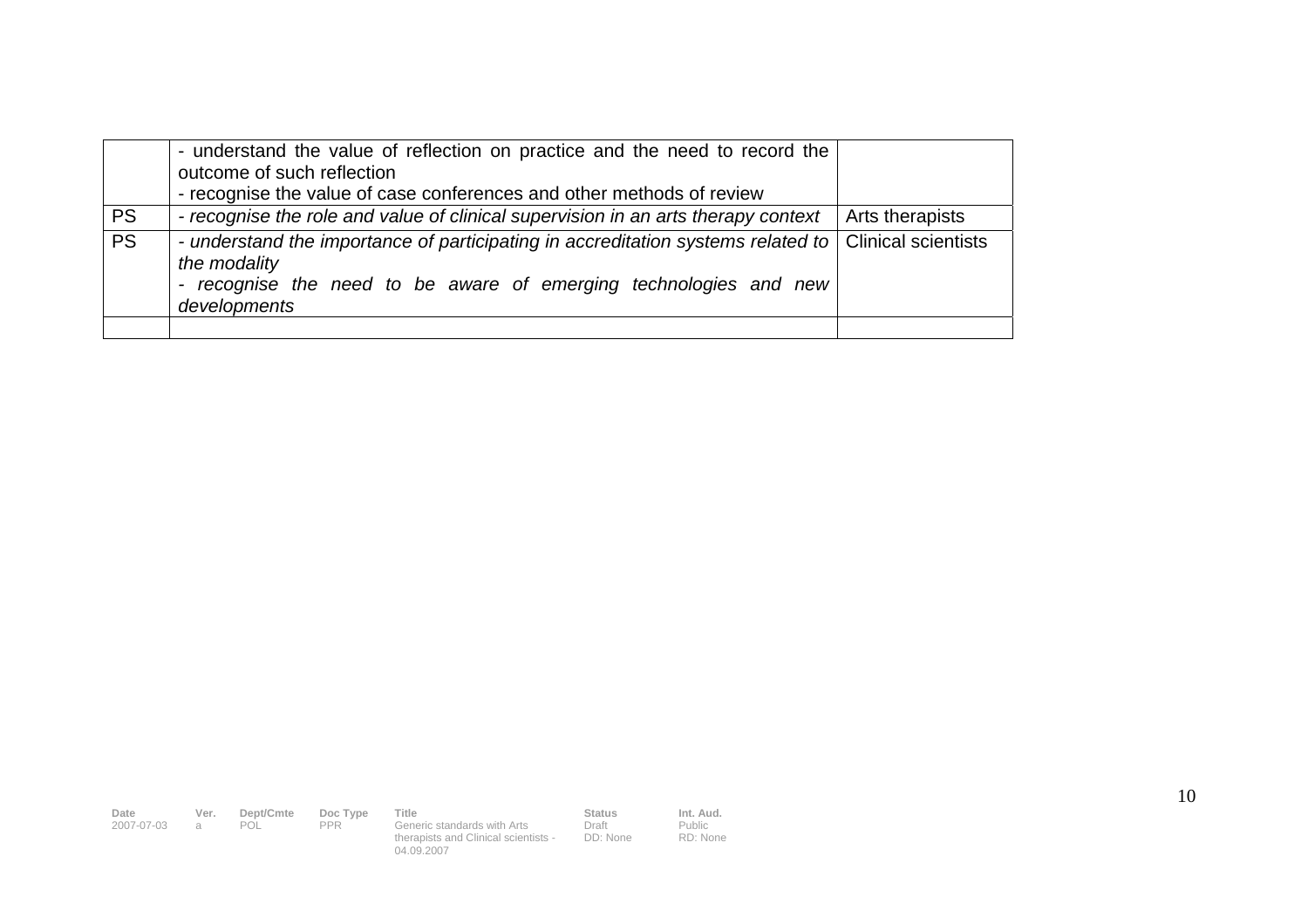|  |  |  |
|---|---|---|
|  | - understand the value of reflection on practice and the need to record the outcome of such reflection<br>- recognise the value of case conferences and other methods of review |  |
| PS | *- recognise the role and value of clinical supervision in an arts therapy context* | Arts therapists |
| PS | *- understand the importance of participating in accreditation systems related to the modality*<br>*- recognise the need to be aware of emerging technologies and new developments* | Clinical scientists |
|  |  |  |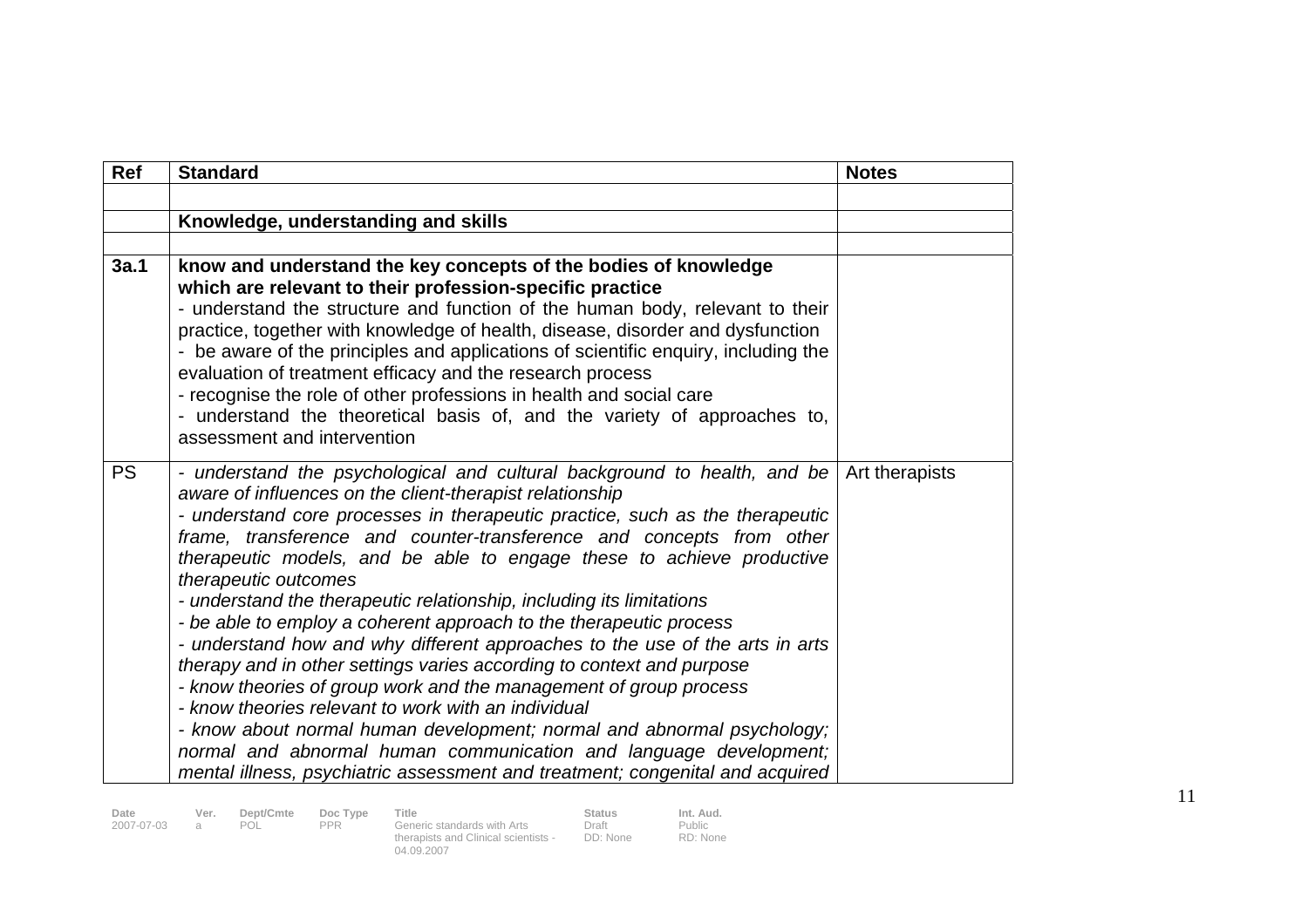| Ref | Standard | Notes |
|---|---|---|
| | | |
| | **Knowledge, understanding and skills** | |
| | | |
| **3a.1** | **know and understand the key concepts of the bodies of knowledge which are relevant to their profession-specific practice**<br>- understand the structure and function of the human body, relevant to their practice, together with knowledge of health, disease, disorder and dysfunction<br>- be aware of the principles and applications of scientific enquiry, including the evaluation of treatment efficacy and the research process<br>- recognise the role of other professions in health and social care<br>- understand the theoretical basis of, and the variety of approaches to, assessment and intervention | |
| PS | *- understand the psychological and cultural background to health, and be aware of influences on the client-therapist relationship*<br>*- understand core processes in therapeutic practice, such as the therapeutic frame, transference and counter-transference and concepts from other therapeutic models, and be able to engage these to achieve productive therapeutic outcomes*<br>*- understand the therapeutic relationship, including its limitations*<br>*- be able to employ a coherent approach to the therapeutic process*<br>*- understand how and why different approaches to the use of the arts in arts therapy and in other settings varies according to context and purpose*<br>*- know theories of group work and the management of group process*<br>*- know theories relevant to work with an individual*<br>*- know about normal human development; normal and abnormal psychology; normal and abnormal human communication and language development; mental illness, psychiatric assessment and treatment; congenital and acquired* | Art therapists |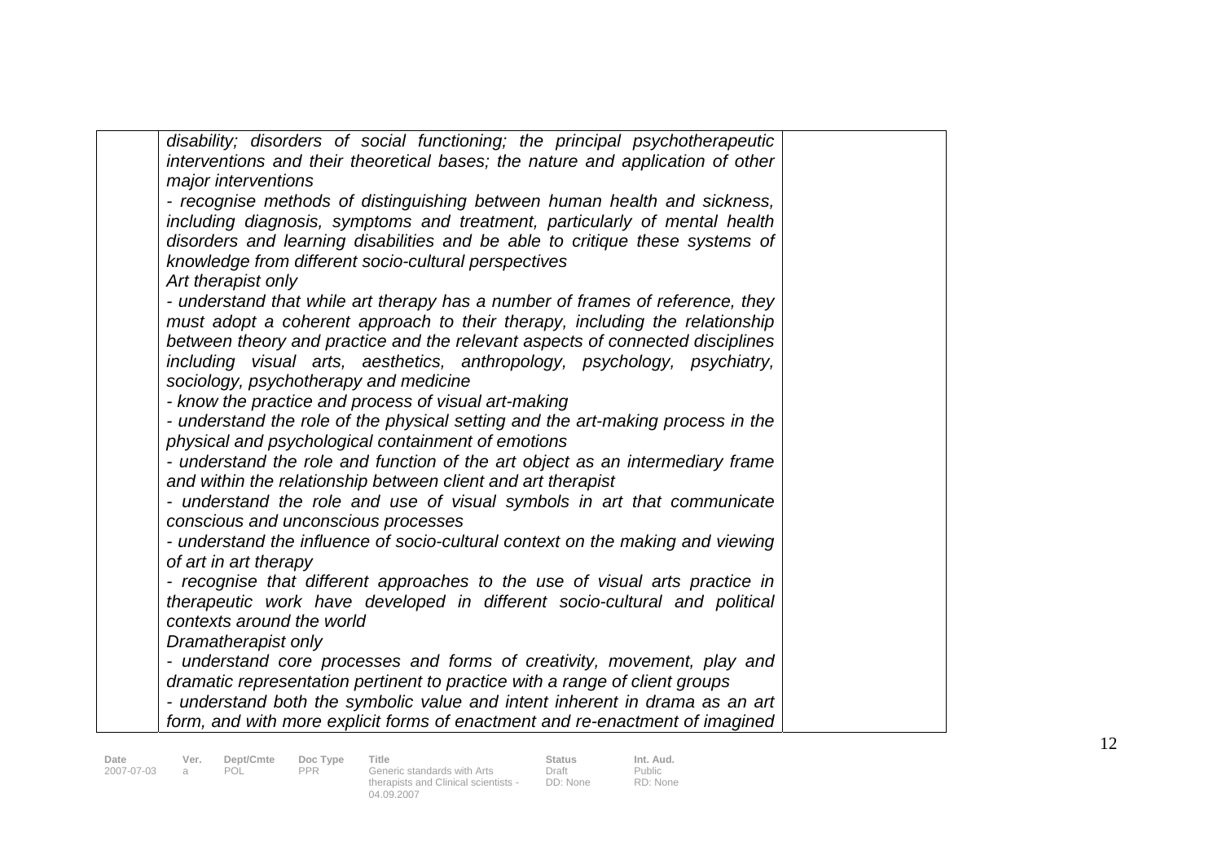| | | |
|---|---|---|
| | *disability; disorders of social functioning; the principal psychotherapeutic interventions and their theoretical bases; the nature and application of other major interventions*<br>*- recognise methods of distinguishing between human health and sickness, including diagnosis, symptoms and treatment, particularly of mental health disorders and learning disabilities and be able to critique these systems of knowledge from different socio-cultural perspectives*<br>*Art therapist only*<br>*- understand that while art therapy has a number of frames of reference, they must adopt a coherent approach to their therapy, including the relationship between theory and practice and the relevant aspects of connected disciplines including visual arts, aesthetics, anthropology, psychology, psychiatry, sociology, psychotherapy and medicine*<br>*- know the practice and process of visual art-making*<br>*- understand the role of the physical setting and the art-making process in the physical and psychological containment of emotions*<br>*- understand the role and function of the art object as an intermediary frame and within the relationship between client and art therapist*<br>*- understand the role and use of visual symbols in art that communicate conscious and unconscious processes*<br>*- understand the influence of socio-cultural context on the making and viewing of art in art therapy*<br>*- recognise that different approaches to the use of visual arts practice in therapeutic work have developed in different socio-cultural and political contexts around the world*<br>*Dramatherapist only*<br>*- understand core processes and forms of creativity, movement, play and dramatic representation pertinent to practice with a range of client groups*<br>*- understand both the symbolic value and intent inherent in drama as an art form, and with more explicit forms of enactment and re-enactment of imagined* | |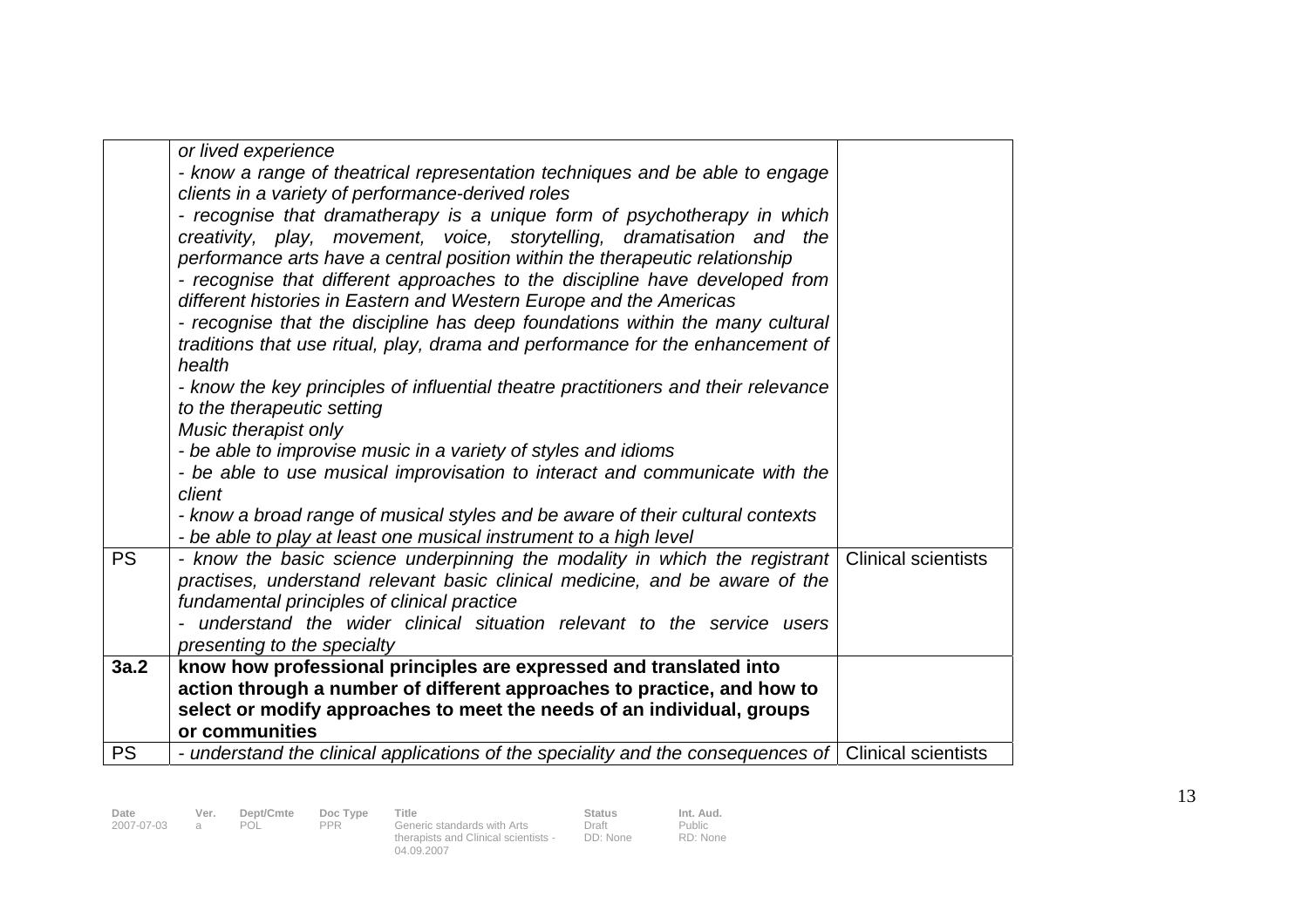| | | |
|---|---|---|
| | *or lived experience*<br>*- know a range of theatrical representation techniques and be able to engage clients in a variety of performance-derived roles*<br>*- recognise that dramatherapy is a unique form of psychotherapy in which creativity, play, movement, voice, storytelling, dramatisation and the performance arts have a central position within the therapeutic relationship*<br>*- recognise that different approaches to the discipline have developed from different histories in Eastern and Western Europe and the Americas*<br>*- recognise that the discipline has deep foundations within the many cultural traditions that use ritual, play, drama and performance for the enhancement of health*<br>*- know the key principles of influential theatre practitioners and their relevance to the therapeutic setting*<br>*Music therapist only*<br>*- be able to improvise music in a variety of styles and idioms*<br>*- be able to use musical improvisation to interact and communicate with the client*<br>*- know a broad range of musical styles and be aware of their cultural contexts*<br>*- be able to play at least one musical instrument to a high level* | |
| PS | *- know the basic science underpinning the modality in which the registrant practises, understand relevant basic clinical medicine, and be aware of the fundamental principles of clinical practice*<br>*- understand the wider clinical situation relevant to the service users presenting to the specialty* | Clinical scientists |
| **3a.2** | **know how professional principles are expressed and translated into action through a number of different approaches to practice, and how to select or modify approaches to meet the needs of an individual, groups or communities** | |
| PS | *- understand the clinical applications of the speciality and the consequences of* | Clinical scientists |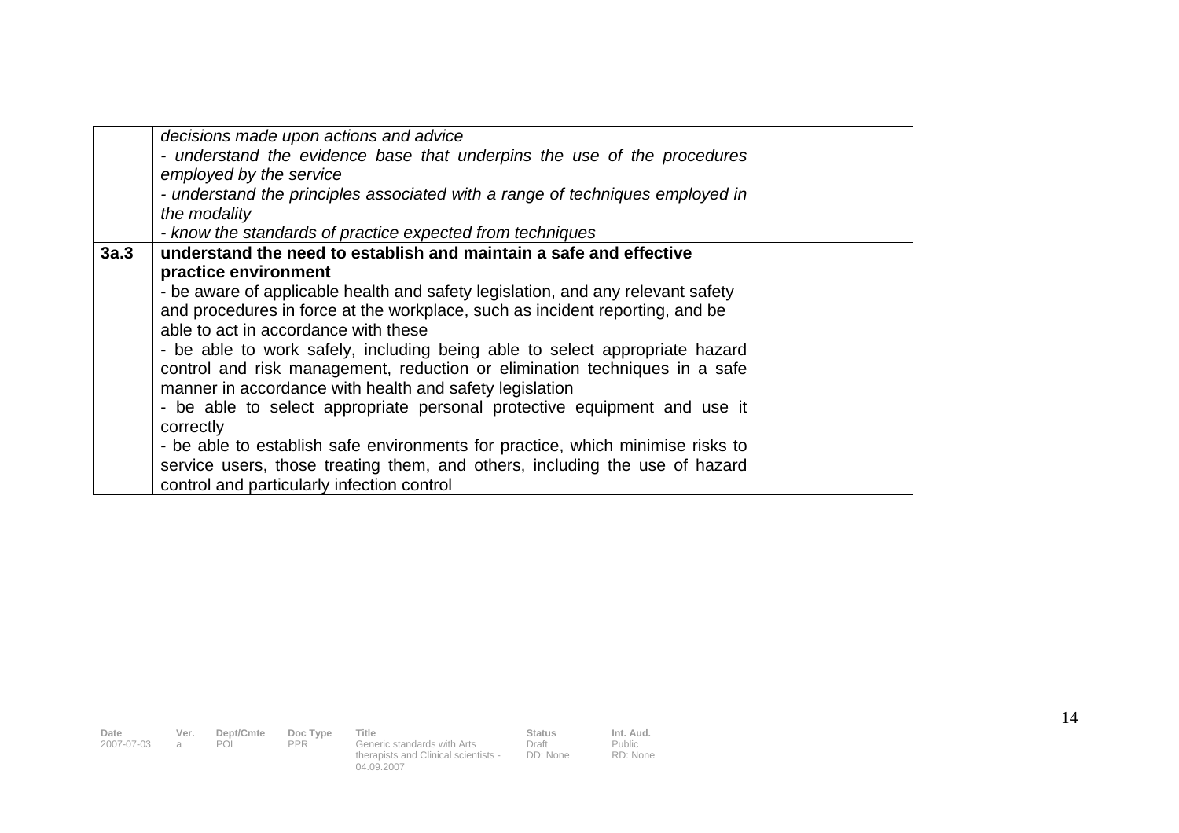| | | |
|---|---|---|
| | *decisions made upon actions and advice*<br>*- understand the evidence base that underpins the use of the procedures employed by the service*<br>*- understand the principles associated with a range of techniques employed in the modality*<br>*- know the standards of practice expected from techniques* | |
| **3a.3** | **understand the need to establish and maintain a safe and effective practice environment**<br>- be aware of applicable health and safety legislation, and any relevant safety and procedures in force at the workplace, such as incident reporting, and be able to act in accordance with these<br>- be able to work safely, including being able to select appropriate hazard control and risk management, reduction or elimination techniques in a safe manner in accordance with health and safety legislation<br>- be able to select appropriate personal protective equipment and use it correctly<br>- be able to establish safe environments for practice, which minimise risks to service users, those treating them, and others, including the use of hazard control and particularly infection control | |